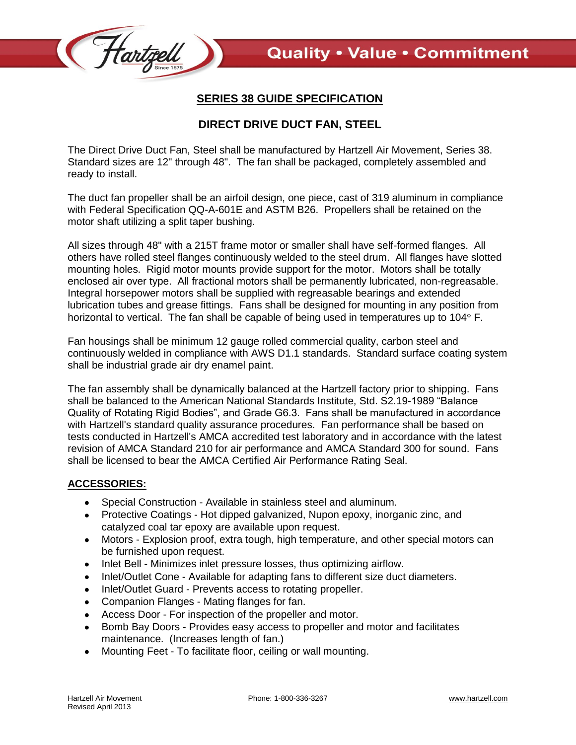# SERIES 38 GUIDE SPECIFICATION

## DIRECT DRIVE DUCT FAN, STEEL

The Direct Drive Duct Fan, Steel shall be manufactured by Hartzell Air Movement, Series 38. Standard sizes are 12" through 48". The fan shall be packaged, completely assembled and ready to install.

The duct fan propeller shall be an airfoil design, one piece, cast of 319 aluminum in compliance with Federal Specification QQ-A-601E and ASTM B26. Propellers shall be retained on the motor shaft utilizing a split taper bushing.

All sizes through 48" with a 215T frame motor or smaller shall have self-formed flanges. All others have rolled steel flanges continuously welded to the steel drum. All flanges have slotted mounting holes. Rigid motor mounts provide support for the motor. Motors shall be totally enclosed air over type. All fractional motors shall be permanently lubricated, non-regreasable. Integral horsepower motors shall be supplied with regreasable bearings and extended lubrication tubes and grease fittings. Fans shall be designed for mounting in any position from horizontal to vertical. The fan shall be capable of being used in temperatures up to 104° F.

Fan housings shall be minimum 12 gauge rolled commercial quality, carbon steel and continuously welded in compliance with AWS D1.1 standards. Standard surface coating system shall be industrial grade air dry enamel paint.

The fan assembly shall be dynamically balanced at the Hartzell factory prior to shipping. Fans shall be balanced to the American National Standards Institute, Std. S2.19-1989 "Balance Quality of Rotating Rigid Bodies", and Grade G6.3. Fans shall be manufactured in accordance with Hartzell's standard quality assurance procedures. Fan performance shall be based on tests conducted in Hartzell's AMCA accredited test laboratory and in accordance with the latest revision of AMCA Standard 210 for air performance and AMCA Standard 300 for sound. Fans shall be licensed to bear the AMCA Certified Air Performance Rating Seal.

### ACCESSORIES:

- Special Construction - Available in stainless steel and aluminum.
- Protective Coatings - Hot dipped galvanized, Nupon epoxy, inorganic zinc, and catalyzed coal tar epoxy are available upon request.
- Motors - Explosion proof, extra tough, high temperature, and other special motors can be furnished upon request.
- Inlet Bell - Minimizes inlet pressure losses, thus optimizing airflow.
- Inlet/Outlet Cone - Available for adapting fans to different size duct diameters.
- Inlet/Outlet Guard - Prevents access to rotating propeller.
- Companion Flanges - Mating flanges for fan.
- Access Door - For inspection of the propeller and motor.
- Bomb Bay Doors - Provides easy access to propeller and motor and facilitates maintenance. (Increases length of fan.)
- Mounting Feet - To facilitate floor, ceiling or wall mounting.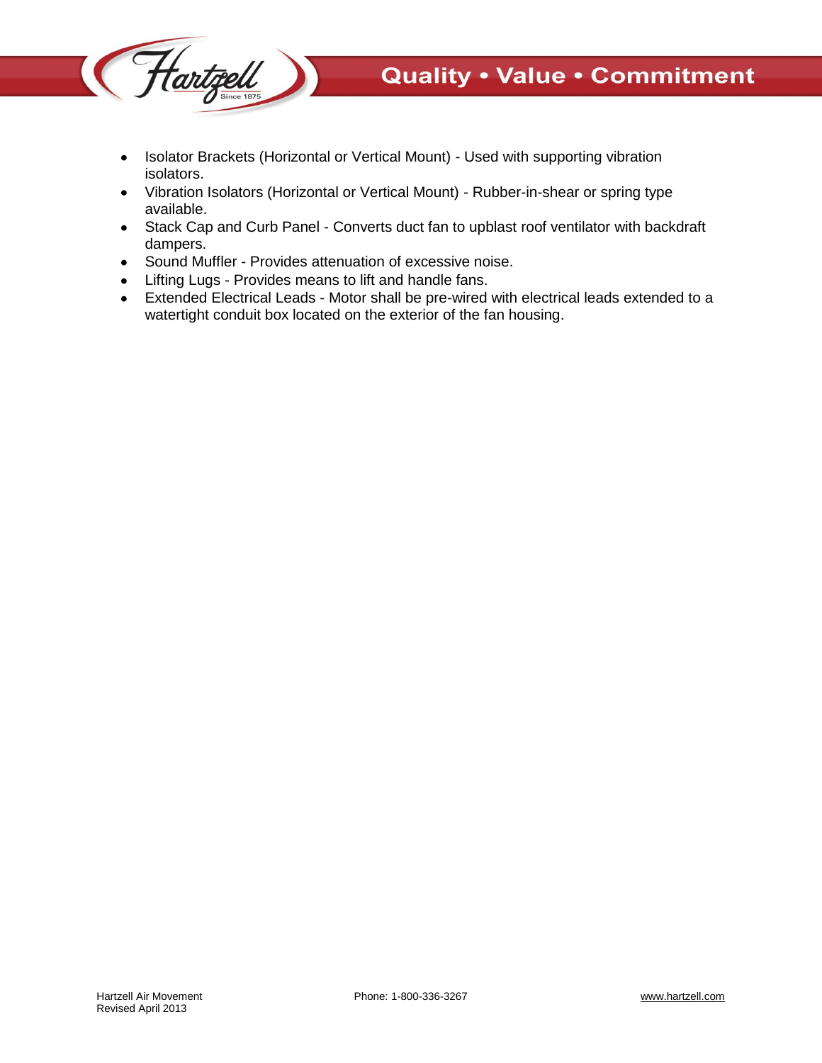- Isolator Brackets (Horizontal or Vertical Mount) - Used with supporting vibration isolators.
- Vibration Isolators (Horizontal or Vertical Mount) - Rubber-in-shear or spring type available.
- Stack Cap and Curb Panel - Converts duct fan to upblast roof ventilator with backdraft dampers.
- Sound Muffler - Provides attenuation of excessive noise.
- Lifting Lugs - Provides means to lift and handle fans.
- Extended Electrical Leads - Motor shall be pre-wired with electrical leads extended to a watertight conduit box located on the exterior of the fan housing.